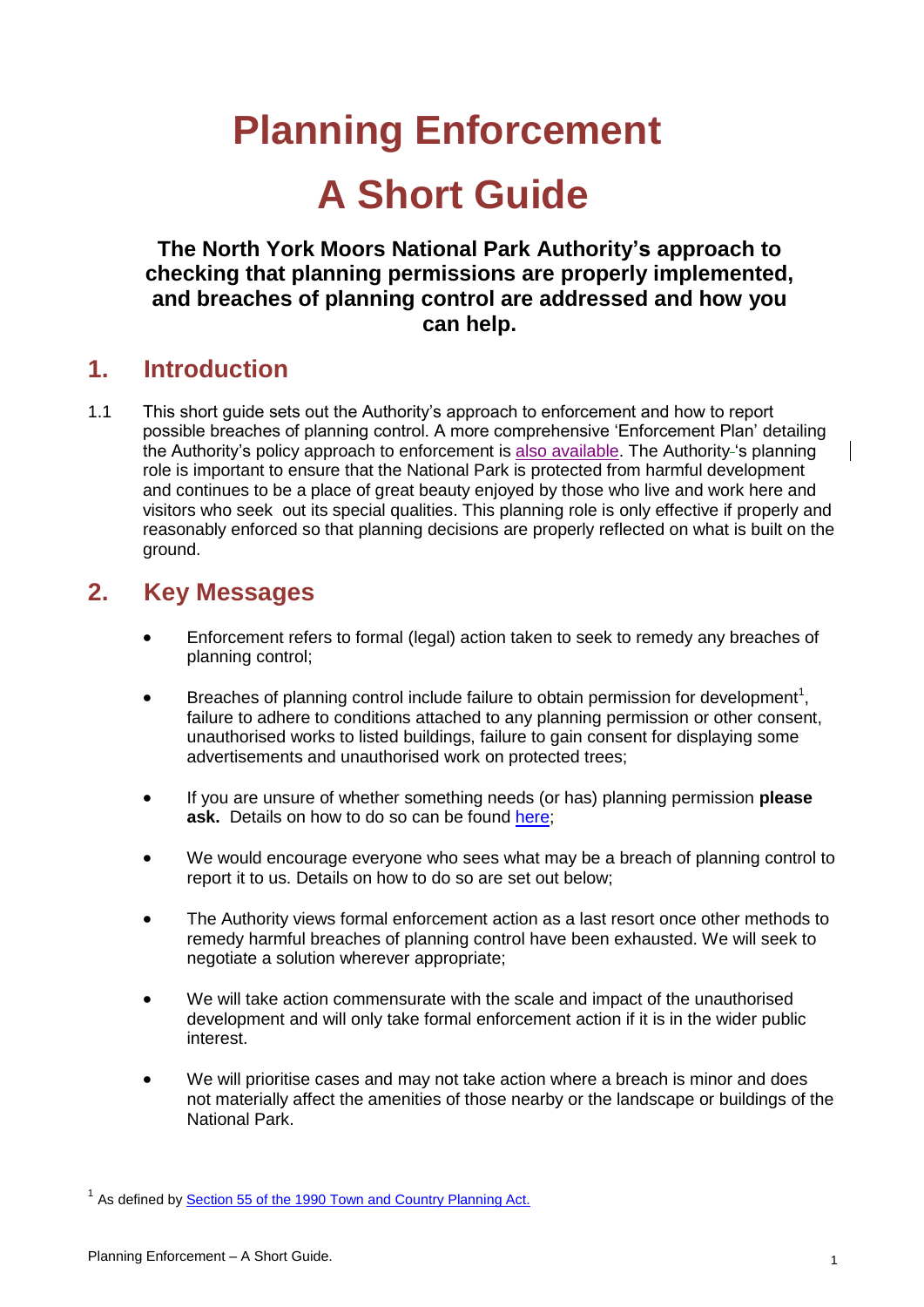# Planning Enforcement

# A Short Guide

**The North York Moors National Park Authority's approach to checking that planning permissions are properly implemented, and breaches of planning control are addressed and how you can help.**

## 1. Introduction

1.1 This short guide sets out the Authority's approach to enforcement and how to report possible breaches of planning control. A more comprehensive 'Enforcement Plan' detailing the Authority's policy approach to enforcement is also available. The Authority's planning role is important to ensure that the National Park is protected from harmful development and continues to be a place of great beauty enjoyed by those who live and work here and visitors who seek out its special qualities. This planning role is only effective if properly and reasonably enforced so that planning decisions are properly reflected on what is built on the ground.

## 2. Key Messages

- Enforcement refers to formal (legal) action taken to seek to remedy any breaches of planning control;
- Breaches of planning control include failure to obtain permission for development[1], failure to adhere to conditions attached to any planning permission or other consent, unauthorised works to listed buildings, failure to gain consent for displaying some advertisements and unauthorised work on protected trees;
- If you are unsure of whether something needs (or has) planning permission **please ask.** Details on how to do so can be found here;
- We would encourage everyone who sees what may be a breach of planning control to report it to us. Details on how to do so are set out below;
- The Authority views formal enforcement action as a last resort once other methods to remedy harmful breaches of planning control have been exhausted. We will seek to negotiate a solution wherever appropriate;
- We will take action commensurate with the scale and impact of the unauthorised development and will only take formal enforcement action if it is in the wider public interest.
- We will prioritise cases and may not take action where a breach is minor and does not materially affect the amenities of those nearby or the landscape or buildings of the National Park.

[1] As defined by Section 55 of the 1990 Town and Country Planning Act.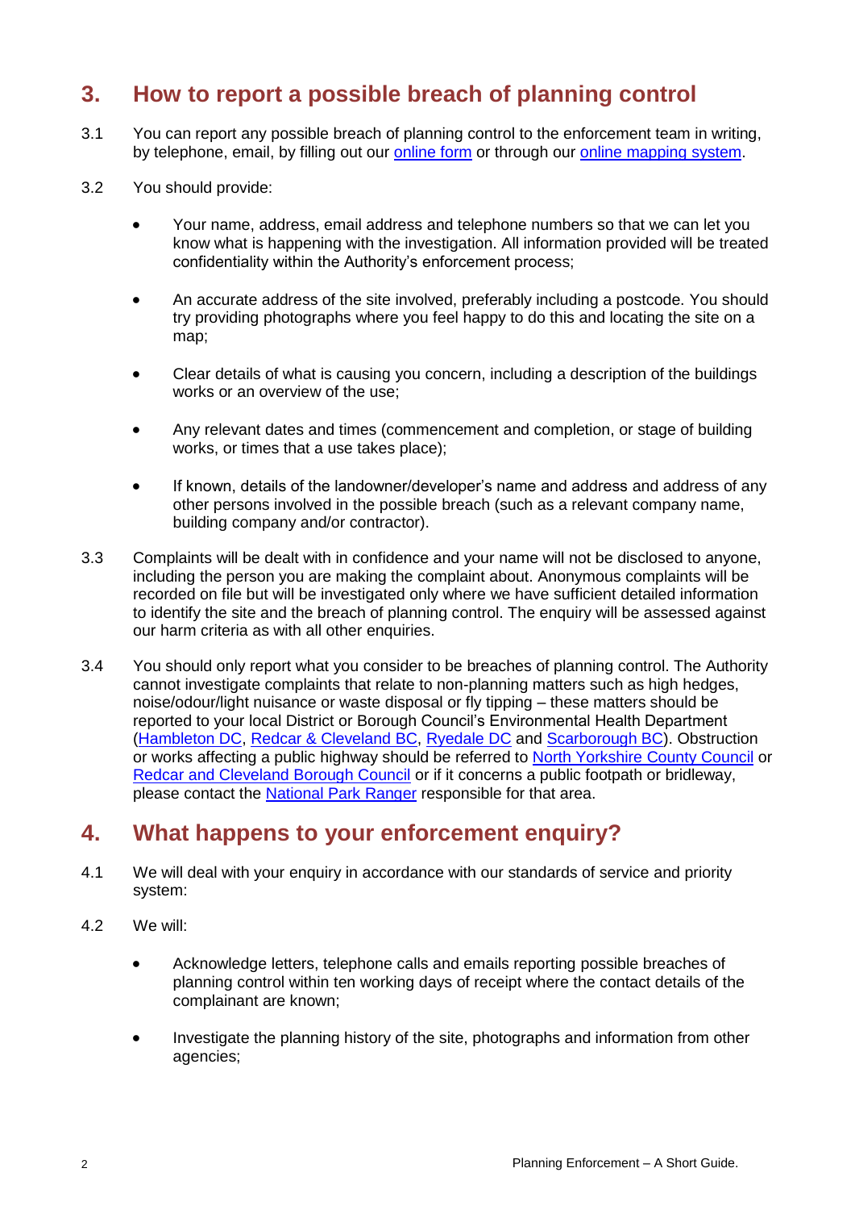## 3. How to report a possible breach of planning control

3.1 You can report any possible breach of planning control to the enforcement team in writing, by telephone, email, by filling out our online form or through our online mapping system.

3.2 You should provide:

- Your name, address, email address and telephone numbers so that we can let you know what is happening with the investigation. All information provided will be treated confidentiality within the Authority's enforcement process;
- An accurate address of the site involved, preferably including a postcode. You should try providing photographs where you feel happy to do this and locating the site on a map;
- Clear details of what is causing you concern, including a description of the buildings works or an overview of the use;
- Any relevant dates and times (commencement and completion, or stage of building works, or times that a use takes place);
- If known, details of the landowner/developer's name and address and address of any other persons involved in the possible breach (such as a relevant company name, building company and/or contractor).

3.3 Complaints will be dealt with in confidence and your name will not be disclosed to anyone, including the person you are making the complaint about. Anonymous complaints will be recorded on file but will be investigated only where we have sufficient detailed information to identify the site and the breach of planning control. The enquiry will be assessed against our harm criteria as with all other enquiries.

3.4 You should only report what you consider to be breaches of planning control. The Authority cannot investigate complaints that relate to non-planning matters such as high hedges, noise/odour/light nuisance or waste disposal or fly tipping – these matters should be reported to your local District or Borough Council's Environmental Health Department (Hambleton DC, Redcar & Cleveland BC, Ryedale DC and Scarborough BC). Obstruction or works affecting a public highway should be referred to North Yorkshire County Council or Redcar and Cleveland Borough Council or if it concerns a public footpath or bridleway, please contact the National Park Ranger responsible for that area.

## 4. What happens to your enforcement enquiry?

4.1 We will deal with your enquiry in accordance with our standards of service and priority system:

4.2 We will:

- Acknowledge letters, telephone calls and emails reporting possible breaches of planning control within ten working days of receipt where the contact details of the complainant are known;
- Investigate the planning history of the site, photographs and information from other agencies;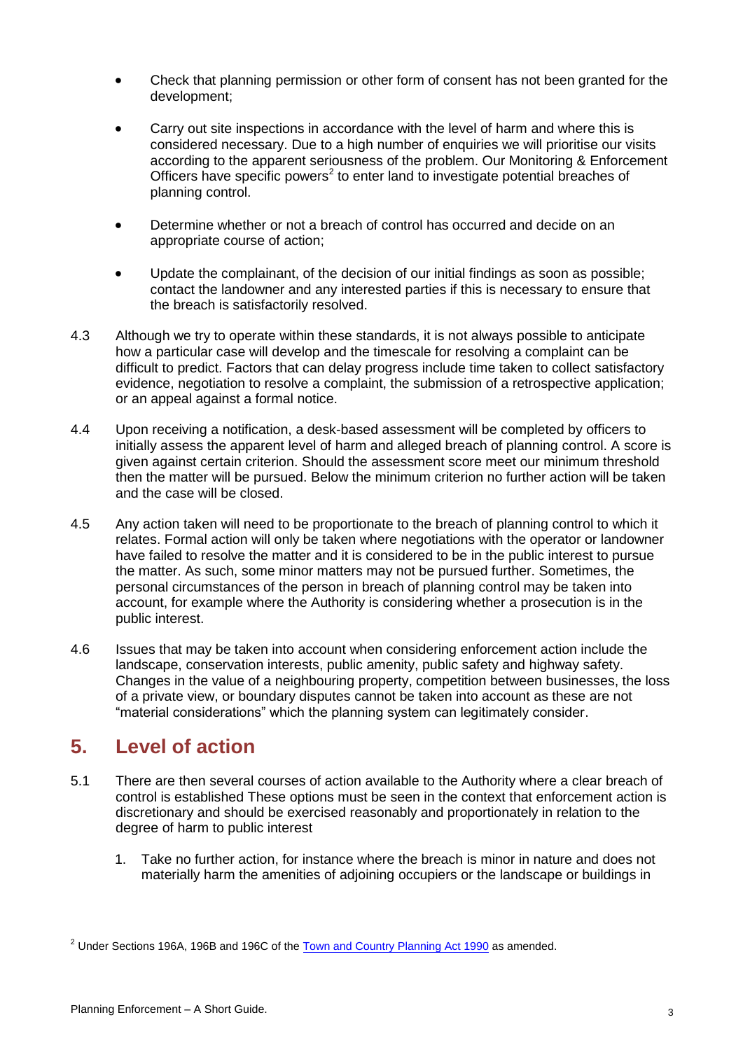- Check that planning permission or other form of consent has not been granted for the development;

- Carry out site inspections in accordance with the level of harm and where this is considered necessary. Due to a high number of enquiries we will prioritise our visits according to the apparent seriousness of the problem. Our Monitoring & Enforcement Officers have specific powers[2] to enter land to investigate potential breaches of planning control.

- Determine whether or not a breach of control has occurred and decide on an appropriate course of action;

- Update the complainant, of the decision of our initial findings as soon as possible; contact the landowner and any interested parties if this is necessary to ensure that the breach is satisfactorily resolved.

4.3 Although we try to operate within these standards, it is not always possible to anticipate how a particular case will develop and the timescale for resolving a complaint can be difficult to predict. Factors that can delay progress include time taken to collect satisfactory evidence, negotiation to resolve a complaint, the submission of a retrospective application; or an appeal against a formal notice.

4.4 Upon receiving a notification, a desk-based assessment will be completed by officers to initially assess the apparent level of harm and alleged breach of planning control. A score is given against certain criterion. Should the assessment score meet our minimum threshold then the matter will be pursued. Below the minimum criterion no further action will be taken and the case will be closed.

4.5 Any action taken will need to be proportionate to the breach of planning control to which it relates. Formal action will only be taken where negotiations with the operator or landowner have failed to resolve the matter and it is considered to be in the public interest to pursue the matter. As such, some minor matters may not be pursued further. Sometimes, the personal circumstances of the person in breach of planning control may be taken into account, for example where the Authority is considering whether a prosecution is in the public interest.

4.6 Issues that may be taken into account when considering enforcement action include the landscape, conservation interests, public amenity, public safety and highway safety. Changes in the value of a neighbouring property, competition between businesses, the loss of a private view, or boundary disputes cannot be taken into account as these are not "material considerations" which the planning system can legitimately consider.

## 5. Level of action

5.1 There are then several courses of action available to the Authority where a clear breach of control is established These options must be seen in the context that enforcement action is discretionary and should be exercised reasonably and proportionately in relation to the degree of harm to public interest

1. Take no further action, for instance where the breach is minor in nature and does not materially harm the amenities of adjoining occupiers or the landscape or buildings in

---

[2] Under Sections 196A, 196B and 196C of the Town and Country Planning Act 1990 as amended.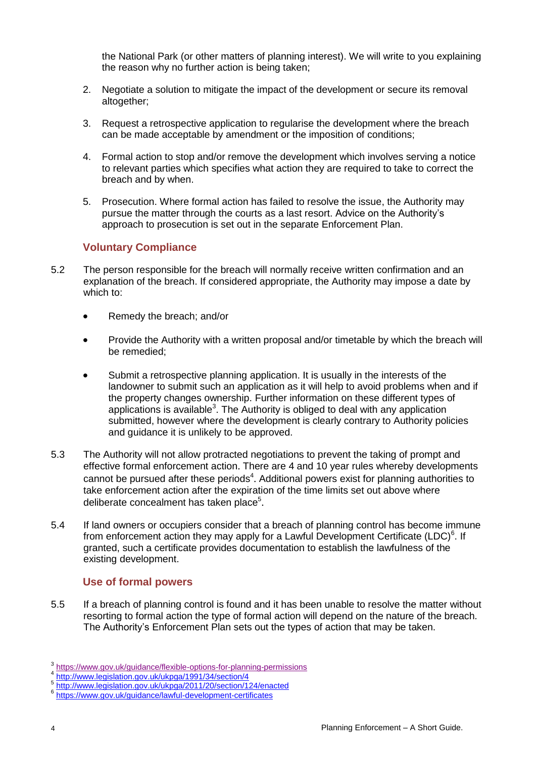the National Park (or other matters of planning interest). We will write to you explaining the reason why no further action is being taken;

2. Negotiate a solution to mitigate the impact of the development or secure its removal altogether;

3. Request a retrospective application to regularise the development where the breach can be made acceptable by amendment or the imposition of conditions;

4. Formal action to stop and/or remove the development which involves serving a notice to relevant parties which specifies what action they are required to take to correct the breach and by when.

5. Prosecution. Where formal action has failed to resolve the issue, the Authority may pursue the matter through the courts as a last resort. Advice on the Authority's approach to prosecution is set out in the separate Enforcement Plan.

### Voluntary Compliance

5.2 The person responsible for the breach will normally receive written confirmation and an explanation of the breach. If considered appropriate, the Authority may impose a date by which to:

- Remedy the breach; and/or
- Provide the Authority with a written proposal and/or timetable by which the breach will be remedied;
- Submit a retrospective planning application. It is usually in the interests of the landowner to submit such an application as it will help to avoid problems when and if the property changes ownership. Further information on these different types of applications is available[3]. The Authority is obliged to deal with any application submitted, however where the development is clearly contrary to Authority policies and guidance it is unlikely to be approved.

5.3 The Authority will not allow protracted negotiations to prevent the taking of prompt and effective formal enforcement action. There are 4 and 10 year rules whereby developments cannot be pursued after these periods[4]. Additional powers exist for planning authorities to take enforcement action after the expiration of the time limits set out above where deliberate concealment has taken place[5].

5.4 If land owners or occupiers consider that a breach of planning control has become immune from enforcement action they may apply for a Lawful Development Certificate (LDC)[6]. If granted, such a certificate provides documentation to establish the lawfulness of the existing development.

### Use of formal powers

5.5 If a breach of planning control is found and it has been unable to resolve the matter without resorting to formal action the type of formal action will depend on the nature of the breach. The Authority's Enforcement Plan sets out the types of action that may be taken.

---

[3] https://www.gov.uk/guidance/flexible-options-for-planning-permissions
[4] http://www.legislation.gov.uk/ukpga/1991/34/section/4
[5] http://www.legislation.gov.uk/ukpga/2011/20/section/124/enacted
[6] https://www.gov.uk/guidance/lawful-development-certificates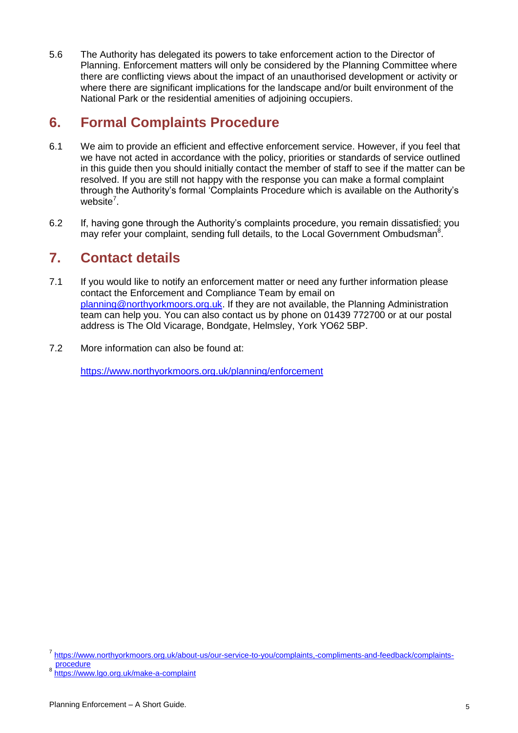5.6 The Authority has delegated its powers to take enforcement action to the Director of Planning. Enforcement matters will only be considered by the Planning Committee where there are conflicting views about the impact of an unauthorised development or activity or where there are significant implications for the landscape and/or built environment of the National Park or the residential amenities of adjoining occupiers.

## 6. Formal Complaints Procedure

6.1 We aim to provide an efficient and effective enforcement service. However, if you feel that we have not acted in accordance with the policy, priorities or standards of service outlined in this guide then you should initially contact the member of staff to see if the matter can be resolved. If you are still not happy with the response you can make a formal complaint through the Authority's formal 'Complaints Procedure which is available on the Authority's website[7].

6.2 If, having gone through the Authority's complaints procedure, you remain dissatisfied; you may refer your complaint, sending full details, to the Local Government Ombudsman[8].

## 7. Contact details

7.1 If you would like to notify an enforcement matter or need any further information please contact the Enforcement and Compliance Team by email on planning@northyorkmoors.org.uk. If they are not available, the Planning Administration team can help you. You can also contact us by phone on 01439 772700 or at our postal address is The Old Vicarage, Bondgate, Helmsley, York YO62 5BP.

7.2 More information can also be found at:

https://www.northyorkmoors.org.uk/planning/enforcement

[7] https://www.northyorkmoors.org.uk/about-us/our-service-to-you/complaints,-compliments-and-feedback/complaints-procedure

[8] https://www.lgo.org.uk/make-a-complaint